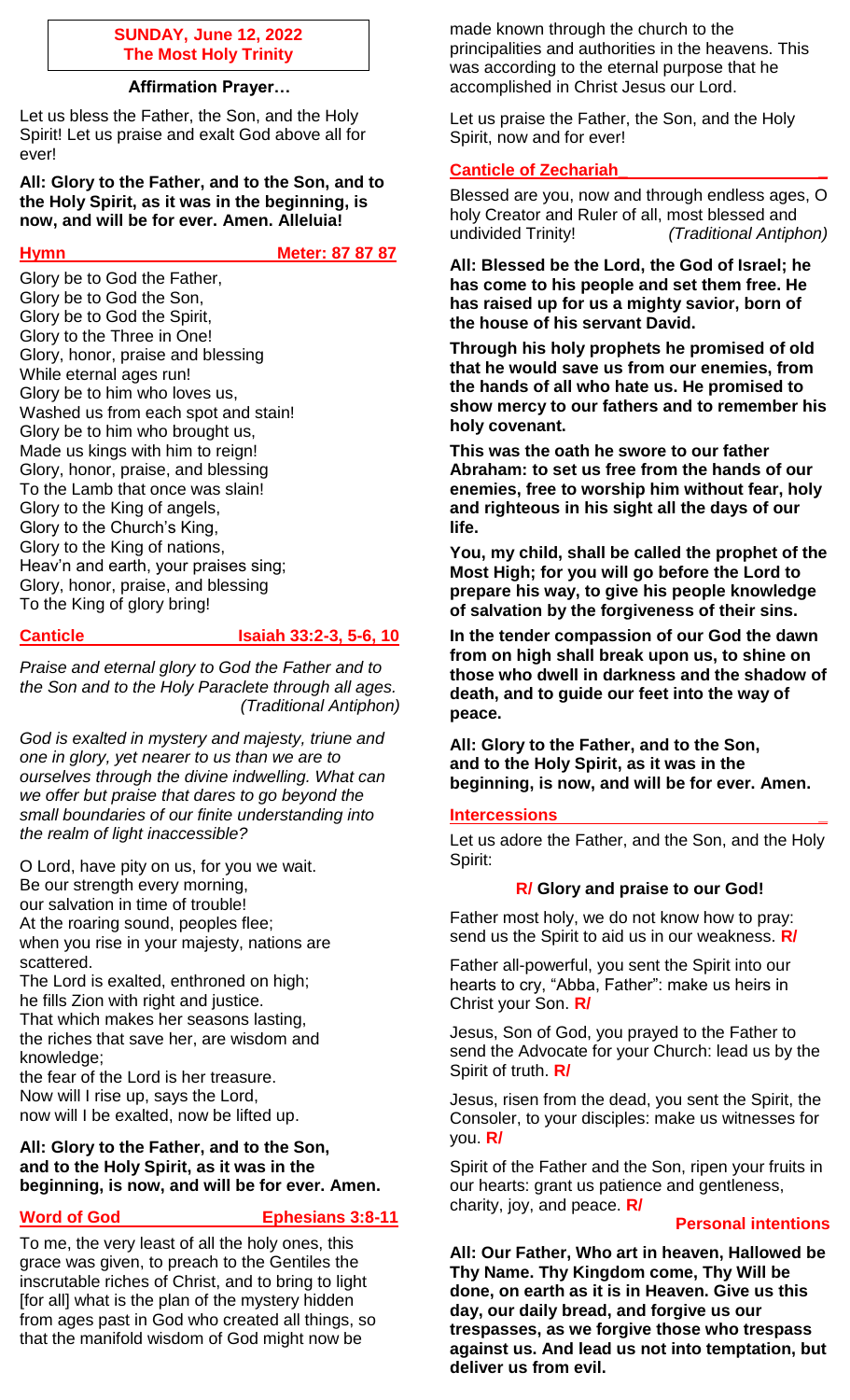**SUNDAY, June 12, 2022**
**The Most Holy Trinity**

**Affirmation Prayer…**

Let us bless the Father, the Son, and the Holy Spirit! Let us praise and exalt God above all for ever!

**All: Glory to the Father, and to the Son, and to the Holy Spirit, as it was in the beginning, is now, and will be for ever. Amen. Alleluia!**

## Hymn — Meter: 87 87 87

Glory be to God the Father,
Glory be to God the Son,
Glory be to God the Spirit,
Glory to the Three in One!
Glory, honor, praise and blessing
While eternal ages run!
Glory be to him who loves us,
Washed us from each spot and stain!
Glory be to him who brought us,
Made us kings with him to reign!
Glory, honor, praise, and blessing
To the Lamb that once was slain!
Glory to the King of angels,
Glory to the Church's King,
Glory to the King of nations,
Heav'n and earth, your praises sing;
Glory, honor, praise, and blessing
To the King of glory bring!

## Canticle — Isaiah 33:2-3, 5-6, 10

*Praise and eternal glory to God the Father and to the Son and to the Holy Paraclete through all ages. (Traditional Antiphon)*

*God is exalted in mystery and majesty, triune and one in glory, yet nearer to us than we are to ourselves through the divine indwelling. What can we offer but praise that dares to go beyond the small boundaries of our finite understanding into the realm of light inaccessible?*

O Lord, have pity on us, for you we wait.
Be our strength every morning,
our salvation in time of trouble!
At the roaring sound, peoples flee;
when you rise in your majesty, nations are scattered.
The Lord is exalted, enthroned on high;
he fills Zion with right and justice.
That which makes her seasons lasting,
the riches that save her, are wisdom and knowledge;
the fear of the Lord is her treasure.
Now will I rise up, says the Lord,
now will I be exalted, now be lifted up.

**All: Glory to the Father, and to the Son, and to the Holy Spirit, as it was in the beginning, is now, and will be for ever. Amen.**

## Word of God — Ephesians 3:8-11

To me, the very least of all the holy ones, this grace was given, to preach to the Gentiles the inscrutable riches of Christ, and to bring to light [for all] what is the plan of the mystery hidden from ages past in God who created all things, so that the manifold wisdom of God might now be made known through the church to the principalities and authorities in the heavens. This was according to the eternal purpose that he accomplished in Christ Jesus our Lord.

Let us praise the Father, the Son, and the Holy Spirit, now and for ever!

## Canticle of Zechariah

Blessed are you, now and through endless ages, O holy Creator and Ruler of all, most blessed and undivided Trinity! *(Traditional Antiphon)*

**All: Blessed be the Lord, the God of Israel; he has come to his people and set them free. He has raised up for us a mighty savior, born of the house of his servant David.**

**Through his holy prophets he promised of old that he would save us from our enemies, from the hands of all who hate us. He promised to show mercy to our fathers and to remember his holy covenant.**

**This was the oath he swore to our father Abraham: to set us free from the hands of our enemies, free to worship him without fear, holy and righteous in his sight all the days of our life.**

**You, my child, shall be called the prophet of the Most High; for you will go before the Lord to prepare his way, to give his people knowledge of salvation by the forgiveness of their sins.**

**In the tender compassion of our God the dawn from on high shall break upon us, to shine on those who dwell in darkness and the shadow of death, and to guide our feet into the way of peace.**

**All: Glory to the Father, and to the Son, and to the Holy Spirit, as it was in the beginning, is now, and will be for ever. Amen.**

## Intercessions

Let us adore the Father, and the Son, and the Holy Spirit:

**R/ Glory and praise to our God!**

Father most holy, we do not know how to pray: send us the Spirit to aid us in our weakness. **R/**

Father all-powerful, you sent the Spirit into our hearts to cry, "Abba, Father": make us heirs in Christ your Son. **R/**

Jesus, Son of God, you prayed to the Father to send the Advocate for your Church: lead us by the Spirit of truth. **R/**

Jesus, risen from the dead, you sent the Spirit, the Consoler, to your disciples: make us witnesses for you. **R/**

Spirit of the Father and the Son, ripen your fruits in our hearts: grant us patience and gentleness, charity, joy, and peace. **R/**

**Personal intentions**

**All: Our Father, Who art in heaven, Hallowed be Thy Name. Thy Kingdom come, Thy Will be done, on earth as it is in Heaven. Give us this day, our daily bread, and forgive us our trespasses, as we forgive those who trespass against us. And lead us not into temptation, but deliver us from evil.**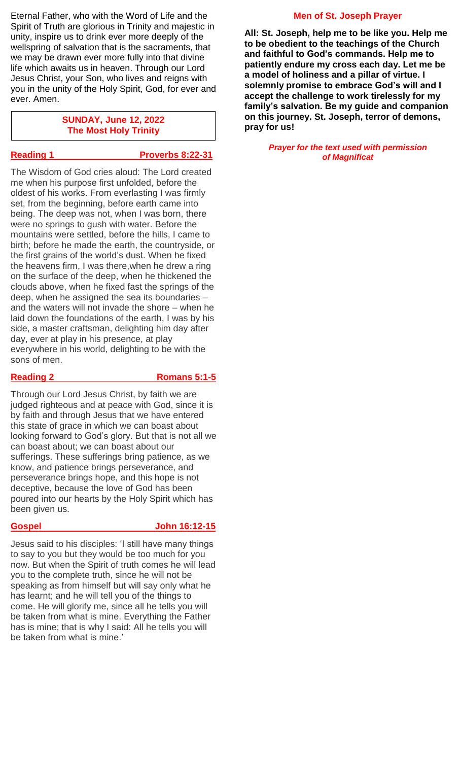Eternal Father, who with the Word of Life and the Spirit of Truth are glorious in Trinity and majestic in unity, inspire us to drink ever more deeply of the wellspring of salvation that is the sacraments, that we may be drawn ever more fully into that divine life which awaits us in heaven. Through our Lord Jesus Christ, your Son, who lives and reigns with you in the unity of the Holy Spirit, God, for ever and ever. Amen.

## SUNDAY, June 12, 2022
## The Most Holy Trinity

### Reading 1 — Proverbs 8:22-31

The Wisdom of God cries aloud: The Lord created me when his purpose first unfolded, before the oldest of his works. From everlasting I was firmly set, from the beginning, before earth came into being. The deep was not, when I was born, there were no springs to gush with water. Before the mountains were settled, before the hills, I came to birth; before he made the earth, the countryside, or the first grains of the world's dust. When he fixed the heavens firm, I was there,when he drew a ring on the surface of the deep, when he thickened the clouds above, when he fixed fast the springs of the deep, when he assigned the sea its boundaries – and the waters will not invade the shore – when he laid down the foundations of the earth, I was by his side, a master craftsman, delighting him day after day, ever at play in his presence, at play everywhere in his world, delighting to be with the sons of men.

### Reading 2 — Romans 5:1-5

Through our Lord Jesus Christ, by faith we are judged righteous and at peace with God, since it is by faith and through Jesus that we have entered this state of grace in which we can boast about looking forward to God's glory. But that is not all we can boast about; we can boast about our sufferings. These sufferings bring patience, as we know, and patience brings perseverance, and perseverance brings hope, and this hope is not deceptive, because the love of God has been poured into our hearts by the Holy Spirit which has been given us.

### Gospel — John 16:12-15

Jesus said to his disciples: 'I still have many things to say to you but they would be too much for you now. But when the Spirit of truth comes he will lead you to the complete truth, since he will not be speaking as from himself but will say only what he has learnt; and he will tell you of the things to come. He will glorify me, since all he tells you will be taken from what is mine. Everything the Father has is mine; that is why I said: All he tells you will be taken from what is mine.'

### Men of St. Joseph Prayer

**All: St. Joseph, help me to be like you. Help me to be obedient to the teachings of the Church and faithful to God's commands. Help me to patiently endure my cross each day. Let me be a model of holiness and a pillar of virtue. I solemnly promise to embrace God's will and I accept the challenge to work tirelessly for my family's salvation. Be my guide and companion on this journey. St. Joseph, terror of demons, pray for us!**

***Prayer for the text used with permission of Magnificat***